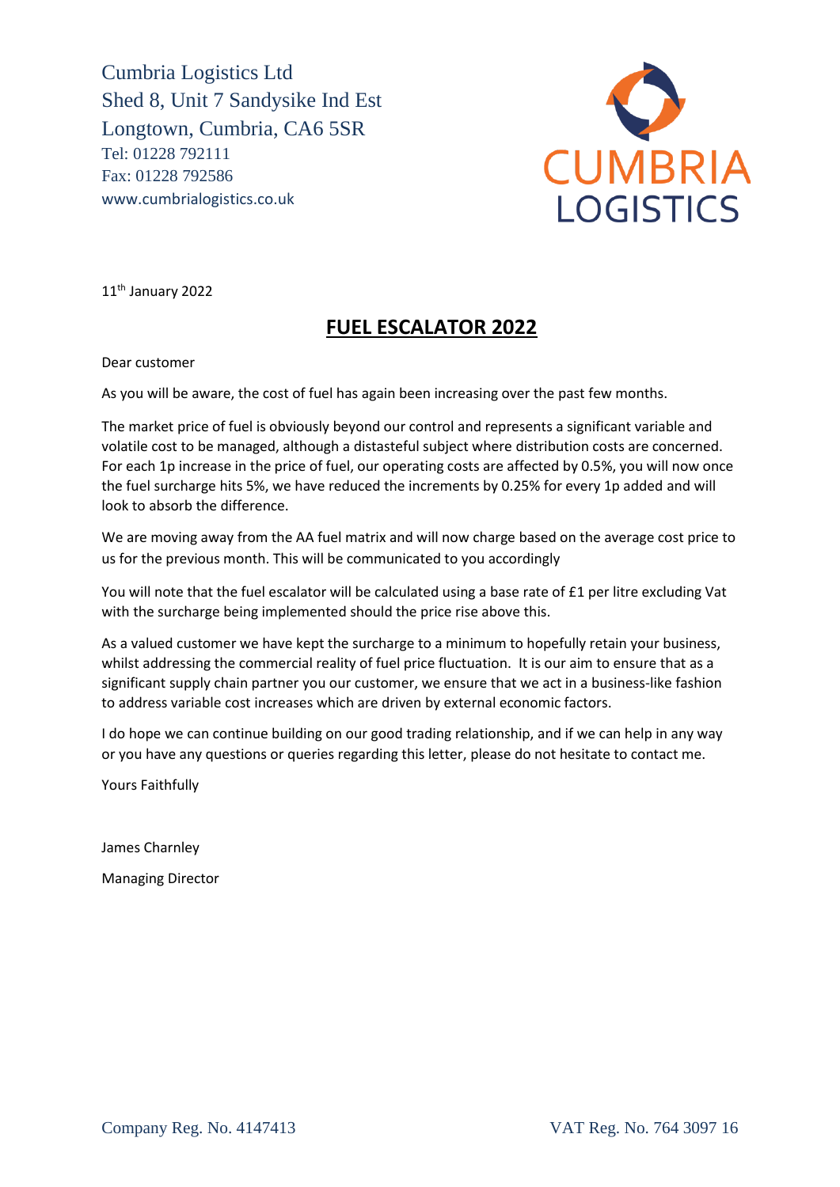Cumbria Logistics Ltd
Shed 8, Unit 7 Sandysike Ind Est
Longtown, Cumbria, CA6 5SR
Tel: 01228 792111
Fax: 01228 792586
www.cumbrialogistics.co.uk

CUMBRIA LOGISTICS

11th January 2022

# FUEL ESCALATOR 2022

Dear customer

As you will be aware, the cost of fuel has again been increasing over the past few months.

The market price of fuel is obviously beyond our control and represents a significant variable and volatile cost to be managed, although a distasteful subject where distribution costs are concerned. For each 1p increase in the price of fuel, our operating costs are affected by 0.5%, you will now once the fuel surcharge hits 5%, we have reduced the increments by 0.25% for every 1p added and will look to absorb the difference.

We are moving away from the AA fuel matrix and will now charge based on the average cost price to us for the previous month. This will be communicated to you accordingly

You will note that the fuel escalator will be calculated using a base rate of £1 per litre excluding Vat with the surcharge being implemented should the price rise above this.

As a valued customer we have kept the surcharge to a minimum to hopefully retain your business, whilst addressing the commercial reality of fuel price fluctuation. It is our aim to ensure that as a significant supply chain partner you our customer, we ensure that we act in a business-like fashion to address variable cost increases which are driven by external economic factors.

I do hope we can continue building on our good trading relationship, and if we can help in any way or you have any questions or queries regarding this letter, please do not hesitate to contact me.

Yours Faithfully

James Charnley

Managing Director

Company Reg. No. 4147413 VAT Reg. No. 764 3097 16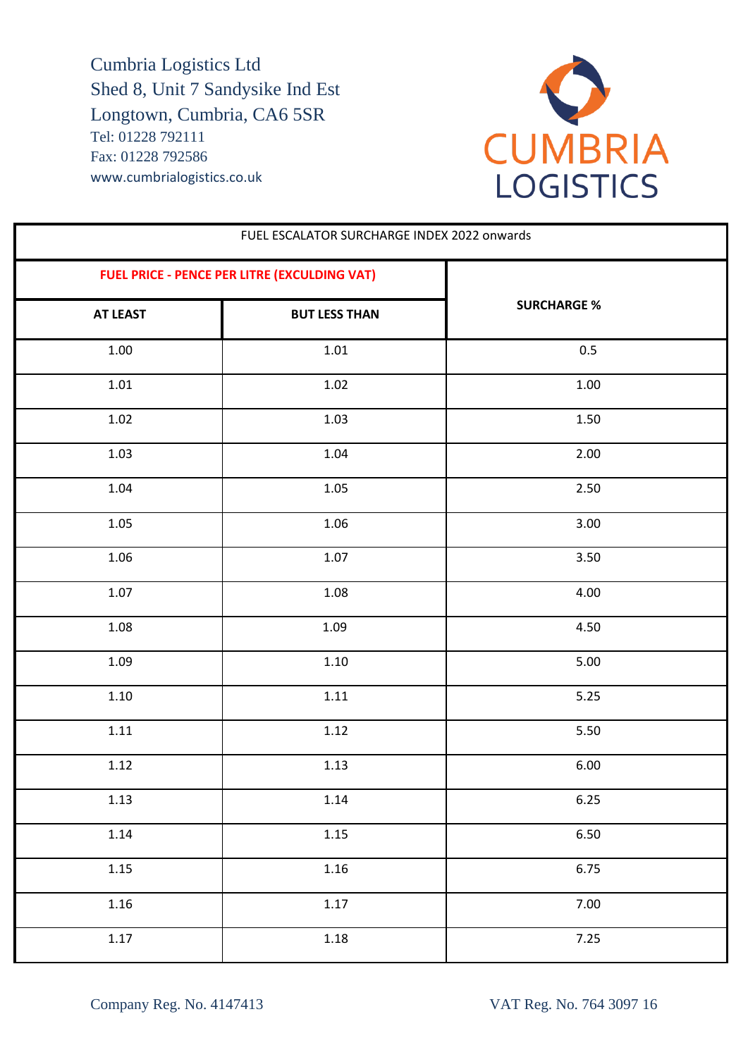Cumbria Logistics Ltd
Shed 8, Unit 7 Sandysike Ind Est
Longtown, Cumbria, CA6 5SR
Tel: 01228 792111
Fax: 01228 792586
www.cumbrialogistics.co.uk

CUMBRIA LOGISTICS

| FUEL ESCALATOR SURCHARGE INDEX 2022 onwards | | |
|---|---|---|
| **FUEL PRICE - PENCE PER LITRE (EXCULDING VAT)** | | **SURCHARGE %** |
| **AT LEAST** | **BUT LESS THAN** | |
| 1.00 | 1.01 | 0.5 |
| 1.01 | 1.02 | 1.00 |
| 1.02 | 1.03 | 1.50 |
| 1.03 | 1.04 | 2.00 |
| 1.04 | 1.05 | 2.50 |
| 1.05 | 1.06 | 3.00 |
| 1.06 | 1.07 | 3.50 |
| 1.07 | 1.08 | 4.00 |
| 1.08 | 1.09 | 4.50 |
| 1.09 | 1.10 | 5.00 |
| 1.10 | 1.11 | 5.25 |
| 1.11 | 1.12 | 5.50 |
| 1.12 | 1.13 | 6.00 |
| 1.13 | 1.14 | 6.25 |
| 1.14 | 1.15 | 6.50 |
| 1.15 | 1.16 | 6.75 |
| 1.16 | 1.17 | 7.00 |
| 1.17 | 1.18 | 7.25 |

Company Reg. No. 4147413

VAT Reg. No. 764 3097 16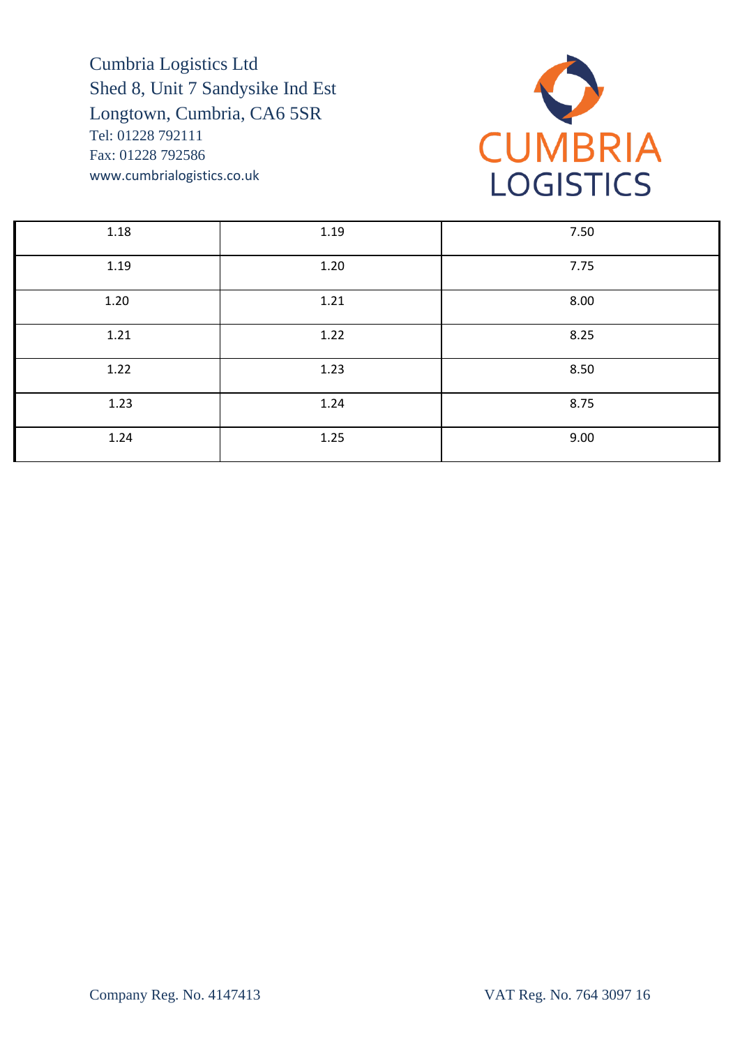Cumbria Logistics Ltd
Shed 8, Unit 7 Sandysike Ind Est
Longtown, Cumbria, CA6 5SR
Tel: 01228 792111
Fax: 01228 792586
www.cumbrialogistics.co.uk

CUMBRIA LOGISTICS

| | | |
|---|---|---|
| 1.18 | 1.19 | 7.50 |
| 1.19 | 1.20 | 7.75 |
| 1.20 | 1.21 | 8.00 |
| 1.21 | 1.22 | 8.25 |
| 1.22 | 1.23 | 8.50 |
| 1.23 | 1.24 | 8.75 |
| 1.24 | 1.25 | 9.00 |

Company Reg. No. 4147413

VAT Reg. No. 764 3097 16